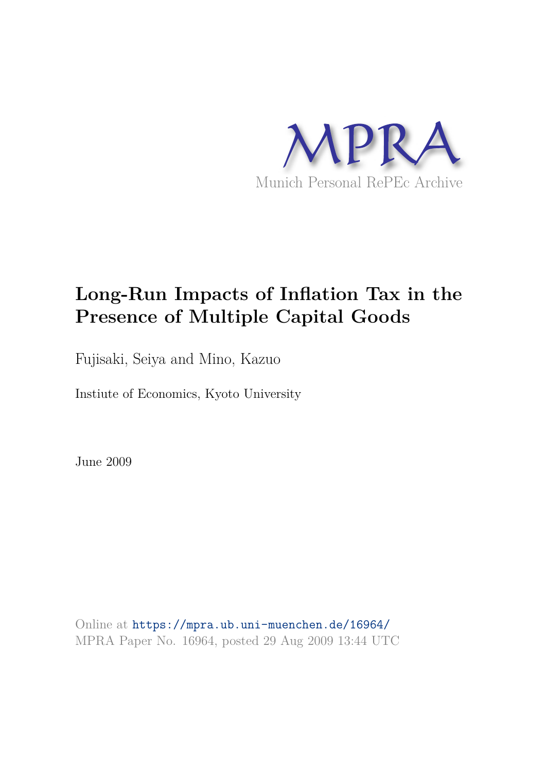MPRA

Munich Personal RePEc Archive

# Long-Run Impacts of Inflation Tax in the Presence of Multiple Capital Goods

Fujisaki, Seiya and Mino, Kazuo

Instiute of Economics, Kyoto University

June 2009

Online at https://mpra.ub.uni-muenchen.de/16964/
MPRA Paper No. 16964, posted 29 Aug 2009 13:44 UTC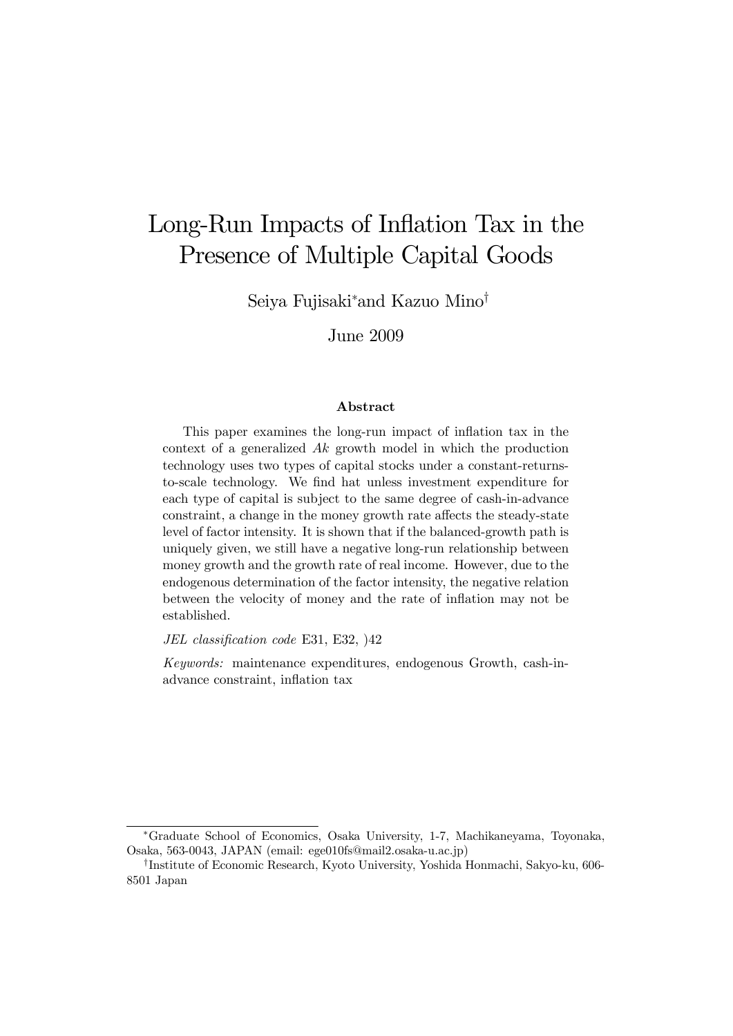# Long-Run Impacts of Inflation Tax in the Presence of Multiple Capital Goods

Seiya Fujisaki* and Kazuo Mino†

June 2009

### Abstract

This paper examines the long-run impact of inflation tax in the context of a generalized $Ak$ growth model in which the production technology uses two types of capital stocks under a constant-returns-to-scale technology. We find hat unless investment expenditure for each type of capital is subject to the same degree of cash-in-advance constraint, a change in the money growth rate affects the steady-state level of factor intensity. It is shown that if the balanced-growth path is uniquely given, we still have a negative long-run relationship between money growth and the growth rate of real income. However, due to the endogenous determination of the factor intensity, the negative relation between the velocity of money and the rate of inflation may not be established.

*JEL classification code* E31, E32, )42

*Keywords:* maintenance expenditures, endogenous Growth, cash-in-advance constraint, inflation tax

---

*Graduate School of Economics, Osaka University, 1-7, Machikaneyama, Toyonaka, Osaka, 563-0043, JAPAN (email: ege010fs@mail2.osaka-u.ac.jp)

†Institute of Economic Research, Kyoto University, Yoshida Honmachi, Sakyo-ku, 606-8501 Japan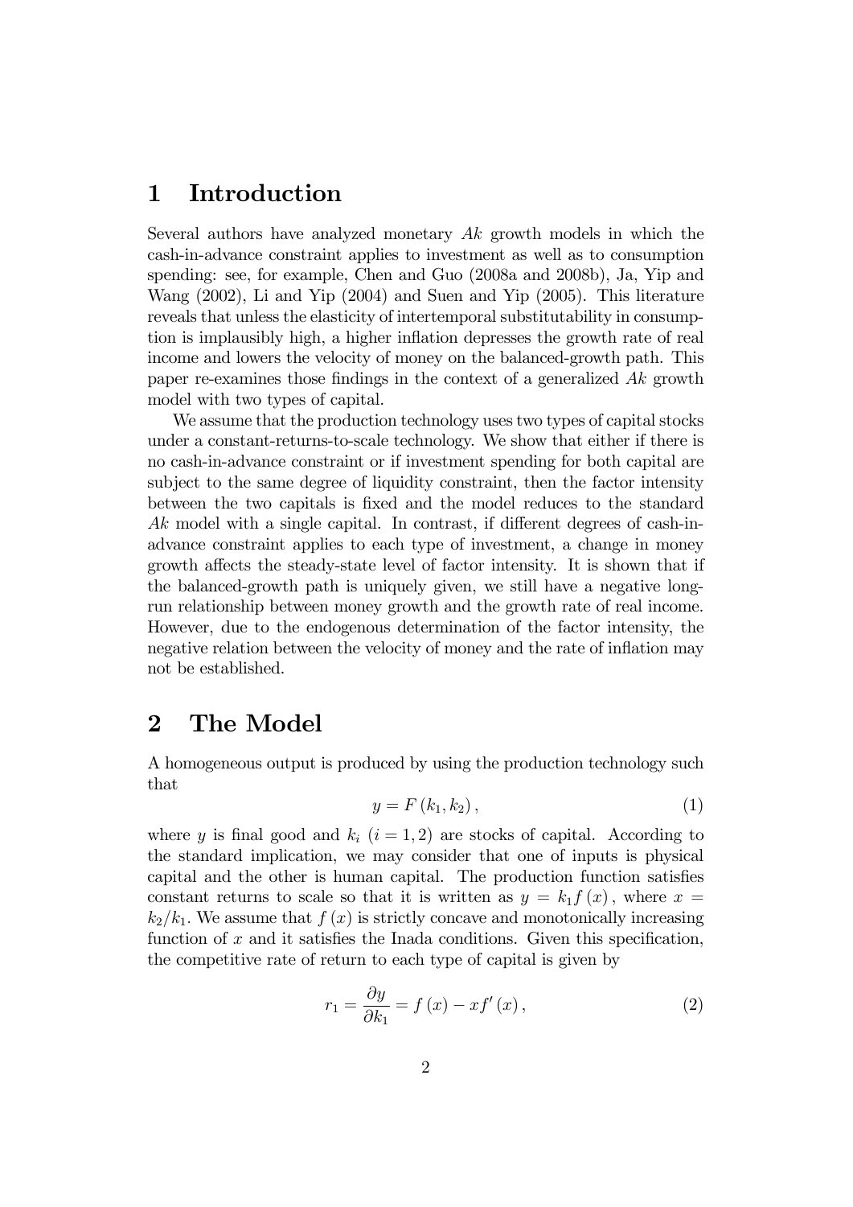# 1 Introduction

Several authors have analyzed monetary $Ak$ growth models in which the cash-in-advance constraint applies to investment as well as to consumption spending: see, for example, Chen and Guo (2008a and 2008b), Ja, Yip and Wang (2002), Li and Yip (2004) and Suen and Yip (2005). This literature reveals that unless the elasticity of intertemporal substitutability in consumption is implausibly high, a higher inflation depresses the growth rate of real income and lowers the velocity of money on the balanced-growth path. This paper re-examines those findings in the context of a generalized $Ak$ growth model with two types of capital.

We assume that the production technology uses two types of capital stocks under a constant-returns-to-scale technology. We show that either if there is no cash-in-advance constraint or if investment spending for both capital are subject to the same degree of liquidity constraint, then the factor intensity between the two capitals is fixed and the model reduces to the standard $Ak$ model with a single capital. In contrast, if different degrees of cash-in-advance constraint applies to each type of investment, a change in money growth affects the steady-state level of factor intensity. It is shown that if the balanced-growth path is uniquely given, we still have a negative long-run relationship between money growth and the growth rate of real income. However, due to the endogenous determination of the factor intensity, the negative relation between the velocity of money and the rate of inflation may not be established.

# 2 The Model

A homogeneous output is produced by using the production technology such that

$$y = F(k_1, k_2), \tag{1}$$

where $y$ is final good and $k_i$ $(i = 1, 2)$ are stocks of capital. According to the standard implication, we may consider that one of inputs is physical capital and the other is human capital. The production function satisfies constant returns to scale so that it is written as $y = k_1 f(x)$, where $x = k_2/k_1$. We assume that $f(x)$ is strictly concave and monotonically increasing function of $x$ and it satisfies the Inada conditions. Given this specification, the competitive rate of return to each type of capital is given by

$$r_1 = \frac{\partial y}{\partial k_1} = f(x) - x f'(x), \tag{2}$$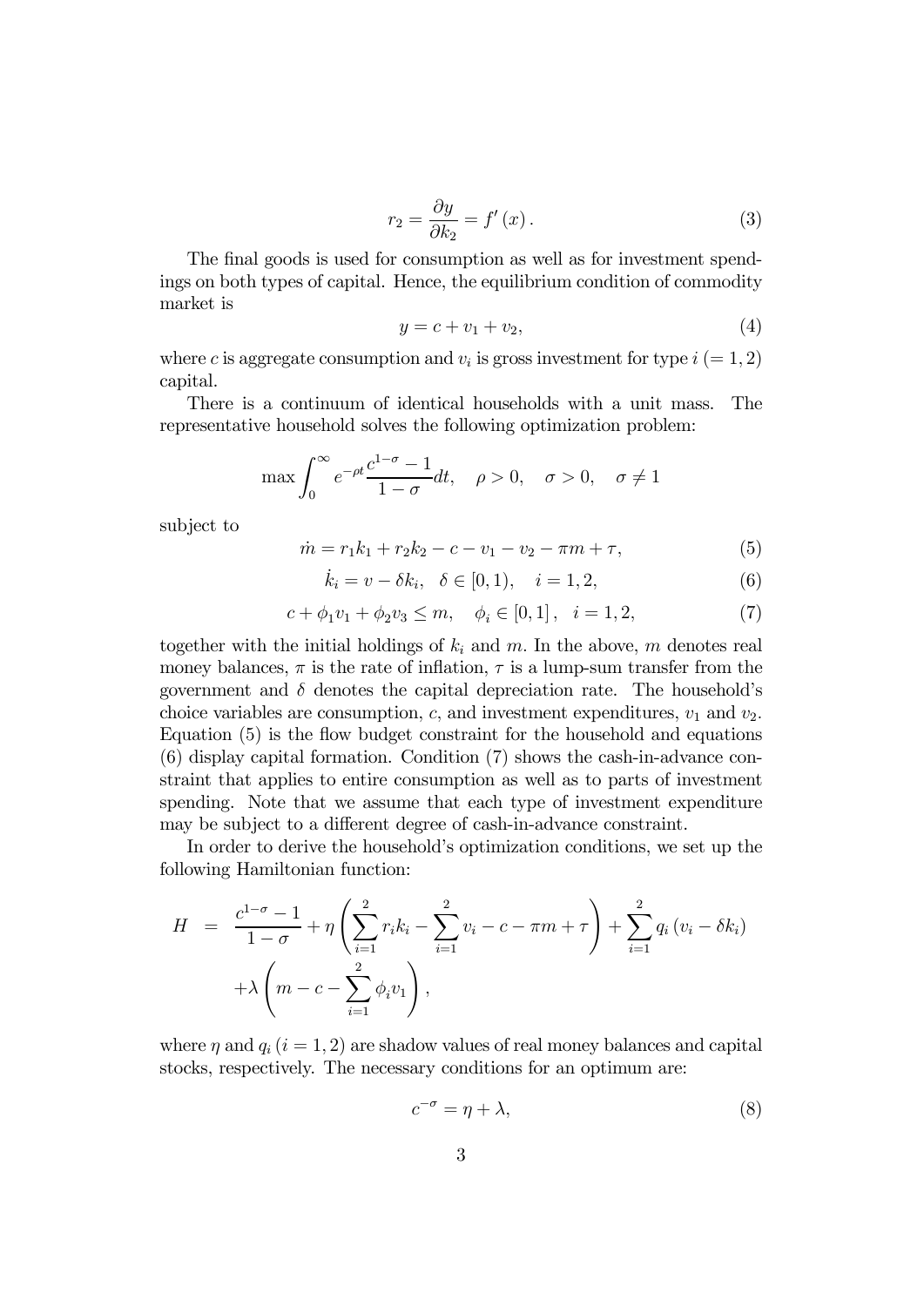$$r_2 = \frac{\partial y}{\partial k_2} = f'(x). \tag{3}$$

The final goods is used for consumption as well as for investment spendings on both types of capital. Hence, the equilibrium condition of commodity market is

$$y = c + v_1 + v_2, \tag{4}$$

where $c$ is aggregate consumption and $v_i$ is gross investment for type $i$ $(= 1, 2)$ capital.

There is a continuum of identical households with a unit mass. The representative household solves the following optimization problem:

$$\max \int_0^\infty e^{-\rho t} \frac{c^{1-\sigma} - 1}{1 - \sigma} dt, \quad \rho > 0, \quad \sigma > 0, \quad \sigma \neq 1$$

subject to

$$\dot{m} = r_1 k_1 + r_2 k_2 - c - v_1 - v_2 - \pi m + \tau, \tag{5}$$

$$\dot{k}_i = v - \delta k_i, \quad \delta \in [0, 1), \quad i = 1, 2, \tag{6}$$

$$c + \phi_1 v_1 + \phi_2 v_3 \leq m, \quad \phi_i \in [0, 1], \quad i = 1, 2, \tag{7}$$

together with the initial holdings of $k_i$ and $m$. In the above, $m$ denotes real money balances, $\pi$ is the rate of inflation, $\tau$ is a lump-sum transfer from the government and $\delta$ denotes the capital depreciation rate. The household's choice variables are consumption, $c$, and investment expenditures, $v_1$ and $v_2$. Equation (5) is the flow budget constraint for the household and equations (6) display capital formation. Condition (7) shows the cash-in-advance constraint that applies to entire consumption as well as to parts of investment spending. Note that we assume that each type of investment expenditure may be subject to a different degree of cash-in-advance constraint.

In order to derive the household's optimization conditions, we set up the following Hamiltonian function:

$$\begin{aligned} H &= \frac{c^{1-\sigma} - 1}{1 - \sigma} + \eta \left( \sum_{i=1}^{2} r_i k_i - \sum_{i=1}^{2} v_i - c - \pi m + \tau \right) + \sum_{i=1}^{2} q_i (v_i - \delta k_i) \\ &\quad + \lambda \left( m - c - \sum_{i=1}^{2} \phi_i v_1 \right), \end{aligned}$$

where $\eta$ and $q_i$ $(i = 1, 2)$ are shadow values of real money balances and capital stocks, respectively. The necessary conditions for an optimum are:

$$c^{-\sigma} = \eta + \lambda, \tag{8}$$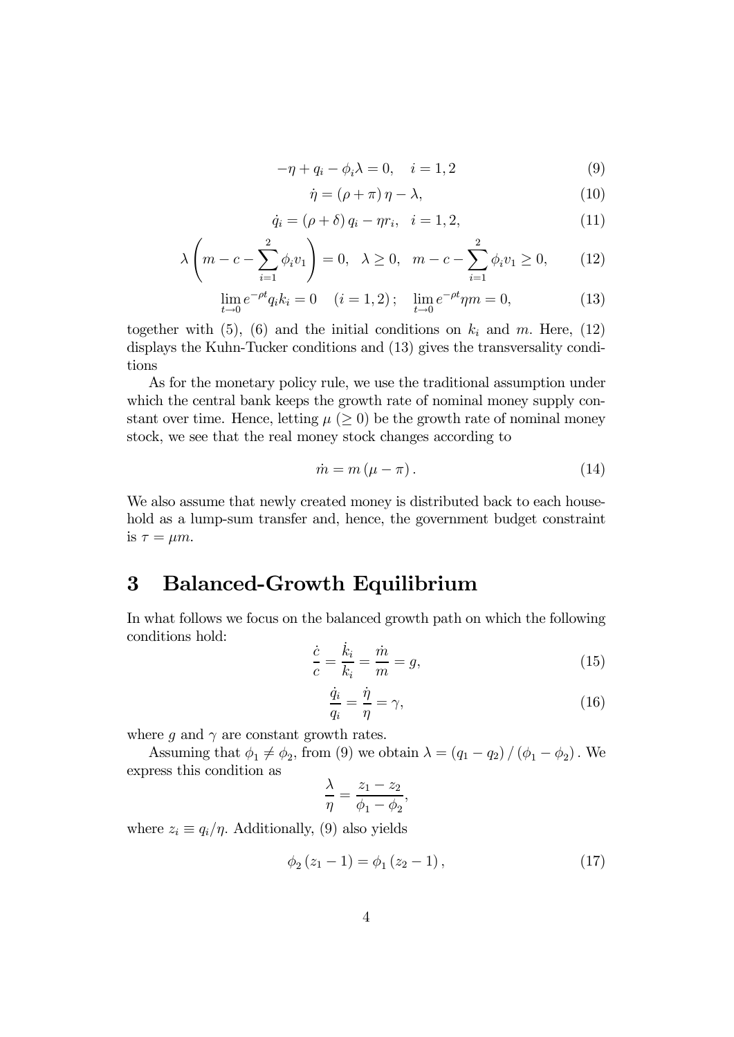$$-\eta + q_i - \phi_i \lambda = 0, \quad i = 1, 2 \tag{9}$$

$$\dot{\eta} = (\rho + \pi)\,\eta - \lambda, \tag{10}$$

$$\dot{q}_i = (\rho + \delta)\,q_i - \eta r_i, \quad i = 1, 2, \tag{11}$$

$$\lambda \left( m - c - \sum_{i=1}^{2} \phi_i v_1 \right) = 0, \quad \lambda \geq 0, \quad m - c - \sum_{i=1}^{2} \phi_i v_1 \geq 0, \tag{12}$$

$$\lim_{t \to 0} e^{-\rho t} q_i k_i = 0 \quad (i = 1, 2)\,; \quad \lim_{t \to 0} e^{-\rho t} \eta m = 0, \tag{13}$$

together with (5), (6) and the initial conditions on $k_i$ and $m$. Here, (12) displays the Kuhn-Tucker conditions and (13) gives the transversality conditions

As for the monetary policy rule, we use the traditional assumption under which the central bank keeps the growth rate of nominal money supply constant over time. Hence, letting $\mu$ $(\geq 0)$ be the growth rate of nominal money stock, we see that the real money stock changes according to

$$\dot{m} = m\,(\mu - \pi)\,. \tag{14}$$

We also assume that newly created money is distributed back to each household as a lump-sum transfer and, hence, the government budget constraint is $\tau = \mu m$.

# 3 Balanced-Growth Equilibrium

In what follows we focus on the balanced growth path on which the following conditions hold:

$$\frac{\dot{c}}{c} = \frac{\dot{k}_i}{k_i} = \frac{\dot{m}}{m} = g, \tag{15}$$

$$\frac{\dot{q}_i}{q_i} = \frac{\dot{\eta}}{\eta} = \gamma, \tag{16}$$

where $g$ and $\gamma$ are constant growth rates.

Assuming that $\phi_1 \neq \phi_2$, from (9) we obtain $\lambda = (q_1 - q_2) / (\phi_1 - \phi_2)$. We express this condition as

$$\frac{\lambda}{\eta} = \frac{z_1 - z_2}{\phi_1 - \phi_2},$$

where $z_i \equiv q_i/\eta$. Additionally, (9) also yields

$$\phi_2\,(z_1 - 1) = \phi_1\,(z_2 - 1)\,, \tag{17}$$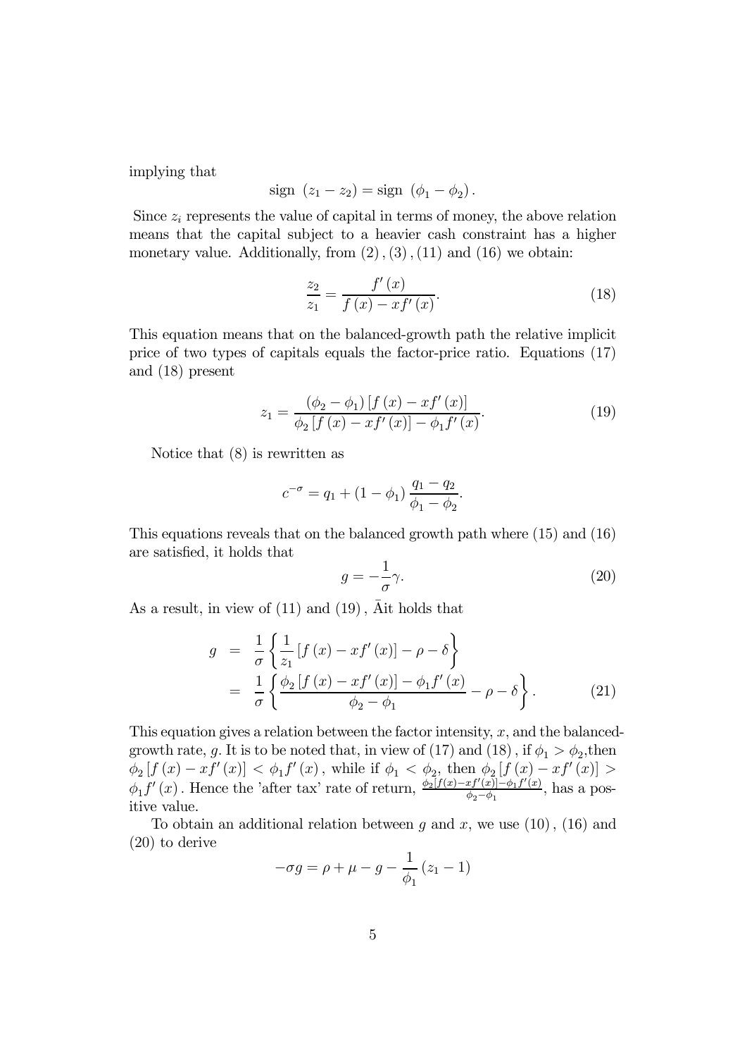implying that

$$\text{sign } (z_1 - z_2) = \text{sign } (\phi_1 - \phi_2).$$

Since $z_i$ represents the value of capital in terms of money, the above relation means that the capital subject to a heavier cash constraint has a higher monetary value. Additionally, from $(2), (3), (11)$ and $(16)$ we obtain:

$$\frac{z_2}{z_1} = \frac{f'(x)}{f(x) - xf'(x)}. \tag{18}$$

This equation means that on the balanced-growth path the relative implicit price of two types of capitals equals the factor-price ratio. Equations (17) and (18) present

$$z_1 = \frac{(\phi_2 - \phi_1)[f(x) - xf'(x)]}{\phi_2 [f(x) - xf'(x)] - \phi_1 f'(x)}. \tag{19}$$

Notice that (8) is rewritten as

$$c^{-\sigma} = q_1 + (1 - \phi_1) \frac{q_1 - q_2}{\phi_1 - \phi_2}.$$

This equations reveals that on the balanced growth path where (15) and (16) are satisfied, it holds that

$$g = -\frac{1}{\sigma}\gamma. \tag{20}$$

As a result, in view of $(11)$ and $(19)$, Āit holds that

$$\begin{aligned} g &= \frac{1}{\sigma}\left\{\frac{1}{z_1}[f(x) - xf'(x)] - \rho - \delta\right\} \\ &= \frac{1}{\sigma}\left\{\frac{\phi_2 [f(x) - xf'(x)] - \phi_1 f'(x)}{\phi_2 - \phi_1} - \rho - \delta\right\}. \end{aligned} \tag{21}$$

This equation gives a relation between the factor intensity, $x$, and the balanced-growth rate, $g$. It is to be noted that, in view of $(17)$ and $(18)$, if $\phi_1 > \phi_2$, then $\phi_2 [f(x) - xf'(x)] < \phi_1 f'(x)$, while if $\phi_1 < \phi_2$, then $\phi_2 [f(x) - xf'(x)] > \phi_1 f'(x)$. Hence the 'after tax' rate of return, $\frac{\phi_2[f(x)-xf'(x)]-\phi_1 f'(x)}{\phi_2-\phi_1}$, has a positive value.

To obtain an additional relation between $g$ and $x$, we use $(10)$, $(16)$ and $(20)$ to derive

$$-\sigma g = \rho + \mu - g - \frac{1}{\phi_1}(z_1 - 1)$$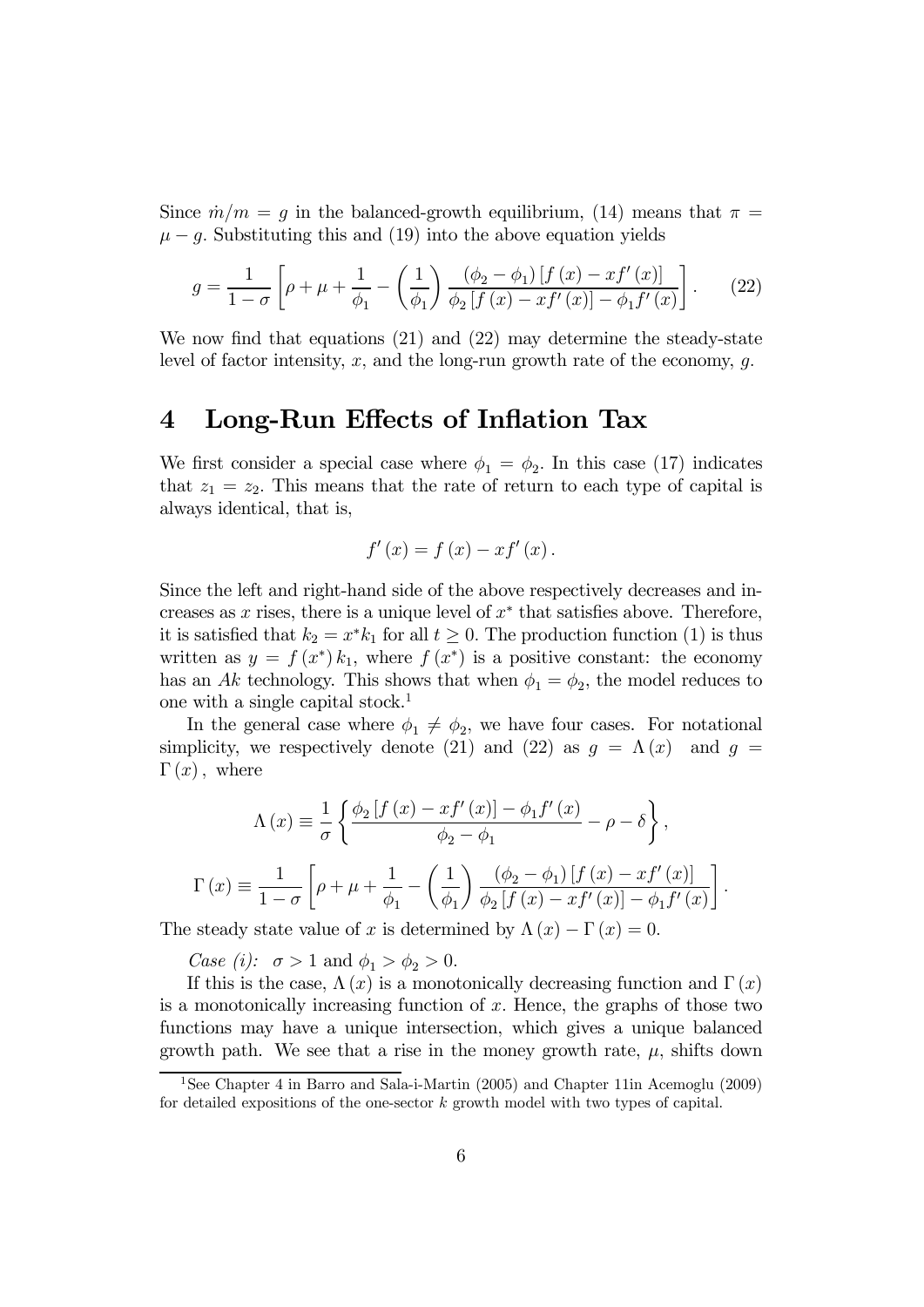Since $\dot{m}/m = g$ in the balanced-growth equilibrium, (14) means that $\pi = \mu - g$. Substituting this and (19) into the above equation yields

$$g = \frac{1}{1-\sigma}\left[\rho + \mu + \frac{1}{\phi_1} - \left(\frac{1}{\phi_1}\right)\frac{(\phi_2 - \phi_1)\left[f(x) - xf'(x)\right]}{\phi_2\left[f(x) - xf'(x)\right] - \phi_1 f'(x)}\right]. \quad (22)$$

We now find that equations (21) and (22) may determine the steady-state level of factor intensity, $x$, and the long-run growth rate of the economy, $g$.

# 4 Long-Run Effects of Inflation Tax

We first consider a special case where $\phi_1 = \phi_2$. In this case (17) indicates that $z_1 = z_2$. This means that the rate of return to each type of capital is always identical, that is,

$$f'(x) = f(x) - xf'(x).$$

Since the left and right-hand side of the above respectively decreases and increases as $x$ rises, there is a unique level of $x^*$ that satisfies above. Therefore, it is satisfied that $k_2 = x^* k_1$ for all $t \geq 0$. The production function (1) is thus written as $y = f(x^*) k_1$, where $f(x^*)$ is a positive constant: the economy has an $Ak$ technology. This shows that when $\phi_1 = \phi_2$, the model reduces to one with a single capital stock.[1]

In the general case where $\phi_1 \neq \phi_2$, we have four cases. For notational simplicity, we respectively denote (21) and (22) as $g = \Lambda(x)$ and $g = \Gamma(x)$, where

$$\Lambda(x) \equiv \frac{1}{\sigma}\left\{\frac{\phi_2\left[f(x) - xf'(x)\right] - \phi_1 f'(x)}{\phi_2 - \phi_1} - \rho - \delta\right\},$$

$$\Gamma(x) \equiv \frac{1}{1-\sigma}\left[\rho + \mu + \frac{1}{\phi_1} - \left(\frac{1}{\phi_1}\right)\frac{(\phi_2 - \phi_1)\left[f(x) - xf'(x)\right]}{\phi_2\left[f(x) - xf'(x)\right] - \phi_1 f'(x)}\right].$$

The steady state value of $x$ is determined by $\Lambda(x) - \Gamma(x) = 0$.

*Case (i):* $\sigma > 1$ and $\phi_1 > \phi_2 > 0$.

If this is the case, $\Lambda(x)$ is a monotonically decreasing function and $\Gamma(x)$ is a monotonically increasing function of $x$. Hence, the graphs of those two functions may have a unique intersection, which gives a unique balanced growth path. We see that a rise in the money growth rate, $\mu$, shifts down

[1] See Chapter 4 in Barro and Sala-i-Martin (2005) and Chapter 11in Acemoglu (2009) for detailed expositions of the one-sector $k$ growth model with two types of capital.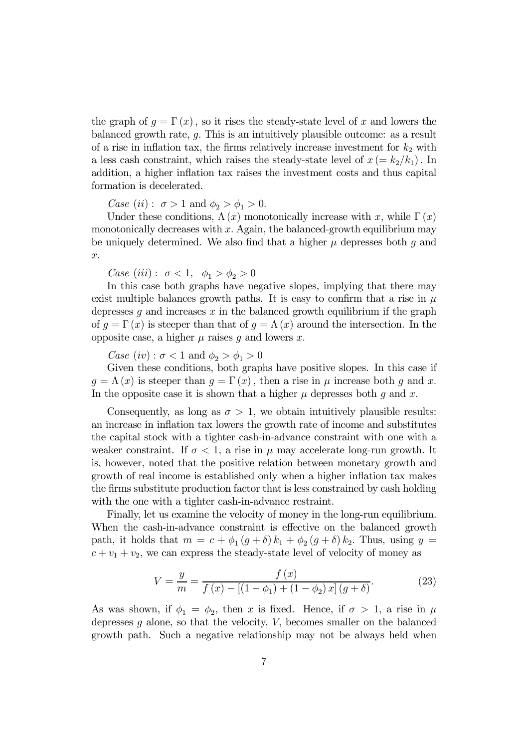the graph of $g = \Gamma(x)$, so it rises the steady-state level of $x$ and lowers the balanced growth rate, $g$. This is an intuitively plausible outcome: as a result of a rise in inflation tax, the firms relatively increase investment for $k_2$ with a less cash constraint, which raises the steady-state level of $x (= k_2/k_1)$. In addition, a higher inflation tax raises the investment costs and thus capital formation is decelerated.

*Case (ii)* : $\sigma > 1$ and $\phi_2 > \phi_1 > 0$.

Under these conditions, $\Lambda(x)$ monotonically increase with $x$, while $\Gamma(x)$ monotonically decreases with $x$. Again, the balanced-growth equilibrium may be uniquely determined. We also find that a higher $\mu$ depresses both $g$ and $x$.

*Case (iii)* : $\sigma < 1$, $\phi_1 > \phi_2 > 0$

In this case both graphs have negative slopes, implying that there may exist multiple balances growth paths. It is easy to confirm that a rise in $\mu$ depresses $g$ and increases $x$ in the balanced growth equilibrium if the graph of $g = \Gamma(x)$ is steeper than that of $g = \Lambda(x)$ around the intersection. In the opposite case, a higher $\mu$ raises $g$ and lowers $x$.

*Case (iv)* : $\sigma < 1$ and $\phi_2 > \phi_1 > 0$

Given these conditions, both graphs have positive slopes. In this case if $g = \Lambda(x)$ is steeper than $g = \Gamma(x)$, then a rise in $\mu$ increase both $g$ and $x$. In the opposite case it is shown that a higher $\mu$ depresses both $g$ and $x$.

Consequently, as long as $\sigma > 1$, we obtain intuitively plausible results: an increase in inflation tax lowers the growth rate of income and substitutes the capital stock with a tighter cash-in-advance constraint with one with a weaker constraint. If $\sigma < 1$, a rise in $\mu$ may accelerate long-run growth. It is, however, noted that the positive relation between monetary growth and growth of real income is established only when a higher inflation tax makes the firms substitute production factor that is less constrained by cash holding with the one with a tighter cash-in-advance restraint.

Finally, let us examine the velocity of money in the long-run equilibrium. When the cash-in-advance constraint is effective on the balanced growth path, it holds that $m = c + \phi_1 (g + \delta) k_1 + \phi_2 (g + \delta) k_2$. Thus, using $y = c + v_1 + v_2$, we can express the steady-state level of velocity of money as

$$V = \frac{y}{m} = \frac{f(x)}{f(x) - [(1 - \phi_1) + (1 - \phi_2) x] (g + \delta)}. \tag{23}$$

As was shown, if $\phi_1 = \phi_2$, then $x$ is fixed. Hence, if $\sigma > 1$, a rise in $\mu$ depresses $g$ alone, so that the velocity, $V$, becomes smaller on the balanced growth path. Such a negative relationship may not be always held when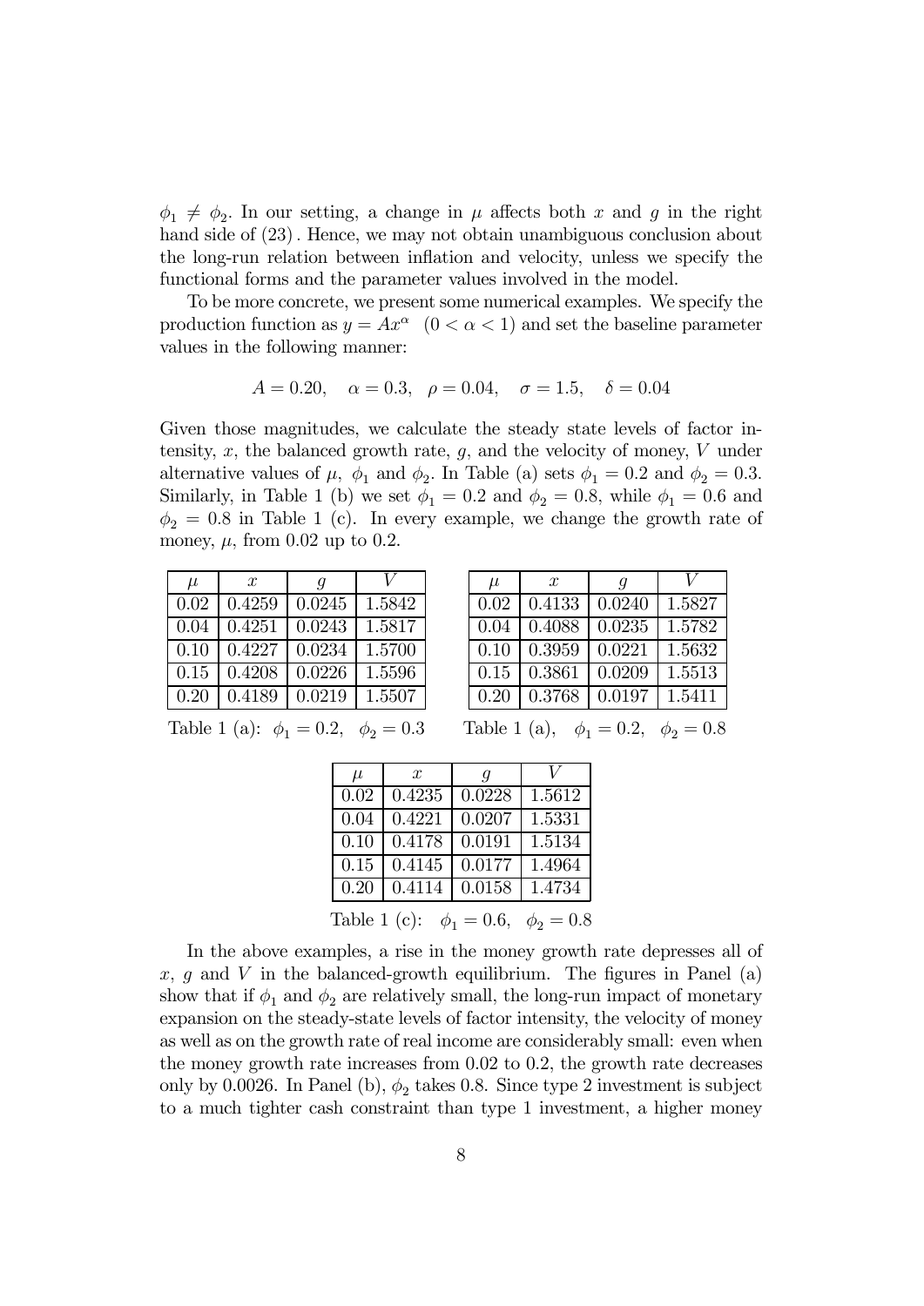$\phi_1 \neq \phi_2$. In our setting, a change in $\mu$ affects both $x$ and $g$ in the right hand side of (23). Hence, we may not obtain unambiguous conclusion about the long-run relation between inflation and velocity, unless we specify the functional forms and the parameter values involved in the model.

To be more concrete, we present some numerical examples. We specify the production function as $y = Ax^{\alpha}$ $(0 < \alpha < 1)$ and set the baseline parameter values in the following manner:

$$A = 0.20, \quad \alpha = 0.3, \quad \rho = 0.04, \quad \sigma = 1.5, \quad \delta = 0.04$$

Given those magnitudes, we calculate the steady state levels of factor intensity, $x$, the balanced growth rate, $g$, and the velocity of money, $V$ under alternative values of $\mu$, $\phi_1$ and $\phi_2$. In Table (a) sets $\phi_1 = 0.2$ and $\phi_2 = 0.3$. Similarly, in Table 1 (b) we set $\phi_1 = 0.2$ and $\phi_2 = 0.8$, while $\phi_1 = 0.6$ and $\phi_2 = 0.8$ in Table 1 (c). In every example, we change the growth rate of money, $\mu$, from 0.02 up to 0.2.

| $\mu$ | $x$ | $g$ | $V$ |
|---|---|---|---|
| 0.02 | 0.4259 | 0.0245 | 1.5842 |
| 0.04 | 0.4251 | 0.0243 | 1.5817 |
| 0.10 | 0.4227 | 0.0234 | 1.5700 |
| 0.15 | 0.4208 | 0.0226 | 1.5596 |
| 0.20 | 0.4189 | 0.0219 | 1.5507 |

Table 1 (a): $\phi_1 = 0.2, \quad \phi_2 = 0.3$

| $\mu$ | $x$ | $g$ | $V$ |
|---|---|---|---|
| 0.02 | 0.4133 | 0.0240 | 1.5827 |
| 0.04 | 0.4088 | 0.0235 | 1.5782 |
| 0.10 | 0.3959 | 0.0221 | 1.5632 |
| 0.15 | 0.3861 | 0.0209 | 1.5513 |
| 0.20 | 0.3768 | 0.0197 | 1.5411 |

Table 1 (a), $\phi_1 = 0.2, \quad \phi_2 = 0.8$

| $\mu$ | $x$ | $g$ | $V$ |
|---|---|---|---|
| 0.02 | 0.4235 | 0.0228 | 1.5612 |
| 0.04 | 0.4221 | 0.0207 | 1.5331 |
| 0.10 | 0.4178 | 0.0191 | 1.5134 |
| 0.15 | 0.4145 | 0.0177 | 1.4964 |
| 0.20 | 0.4114 | 0.0158 | 1.4734 |

Table 1 (c): $\phi_1 = 0.6, \quad \phi_2 = 0.8$

In the above examples, a rise in the money growth rate depresses all of $x$, $g$ and $V$ in the balanced-growth equilibrium. The figures in Panel (a) show that if $\phi_1$ and $\phi_2$ are relatively small, the long-run impact of monetary expansion on the steady-state levels of factor intensity, the velocity of money as well as on the growth rate of real income are considerably small: even when the money growth rate increases from 0.02 to 0.2, the growth rate decreases only by 0.0026. In Panel (b), $\phi_2$ takes 0.8. Since type 2 investment is subject to a much tighter cash constraint than type 1 investment, a higher money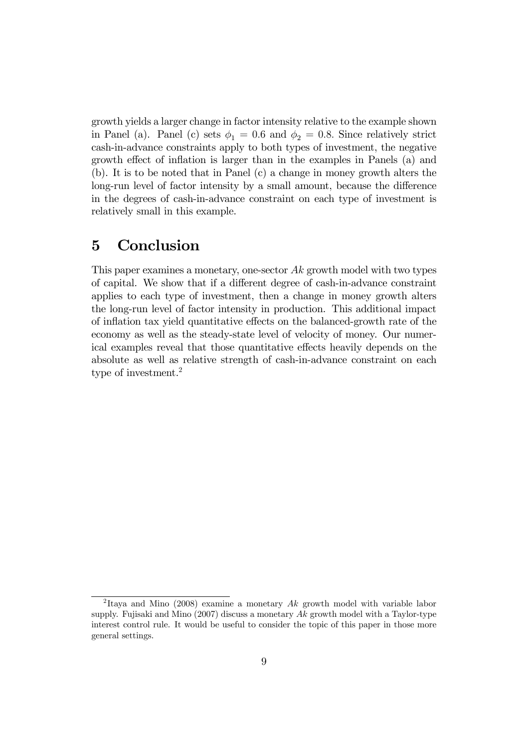growth yields a larger change in factor intensity relative to the example shown in Panel (a). Panel (c) sets $\phi_1 = 0.6$ and $\phi_2 = 0.8$. Since relatively strict cash-in-advance constraints apply to both types of investment, the negative growth effect of inflation is larger than in the examples in Panels (a) and (b). It is to be noted that in Panel (c) a change in money growth alters the long-run level of factor intensity by a small amount, because the difference in the degrees of cash-in-advance constraint on each type of investment is relatively small in this example.

# 5 Conclusion

This paper examines a monetary, one-sector $Ak$ growth model with two types of capital. We show that if a different degree of cash-in-advance constraint applies to each type of investment, then a change in money growth alters the long-run level of factor intensity in production. This additional impact of inflation tax yield quantitative effects on the balanced-growth rate of the economy as well as the steady-state level of velocity of money. Our numerical examples reveal that those quantitative effects heavily depends on the absolute as well as relative strength of cash-in-advance constraint on each type of investment.[2]

[2] Itaya and Mino (2008) examine a monetary $Ak$ growth model with variable labor supply. Fujisaki and Mino (2007) discuss a monetary $Ak$ growth model with a Taylor-type interest control rule. It would be useful to consider the topic of this paper in those more general settings.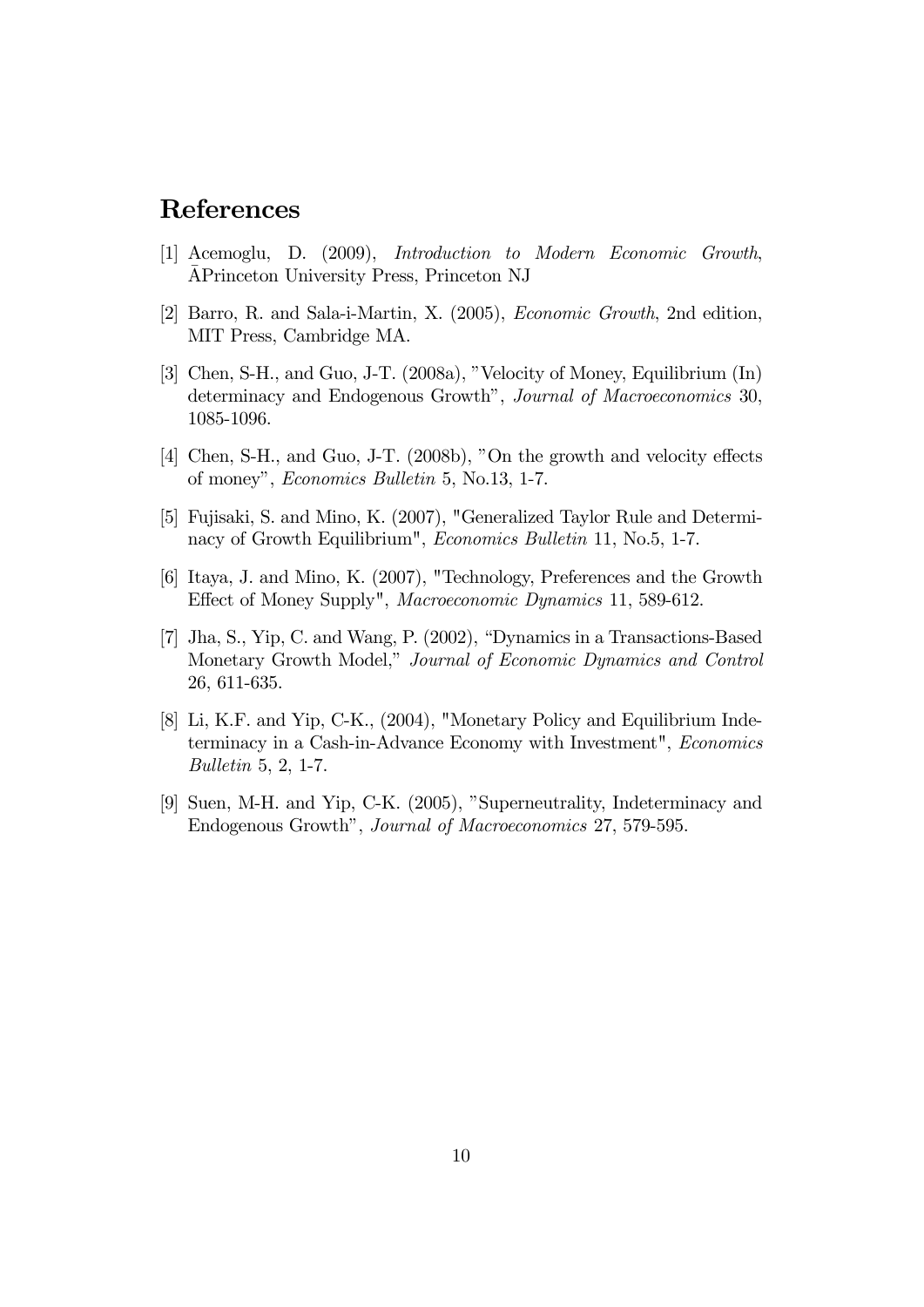# References

[1] Acemoglu, D. (2009), *Introduction to Modern Economic Growth*, ÂPrinceton University Press, Princeton NJ

[2] Barro, R. and Sala-i-Martin, X. (2005), *Economic Growth*, 2nd edition, MIT Press, Cambridge MA.

[3] Chen, S-H., and Guo, J-T. (2008a), "Velocity of Money, Equilibrium (In) determinacy and Endogenous Growth", *Journal of Macroeconomics* 30, 1085-1096.

[4] Chen, S-H., and Guo, J-T. (2008b), "On the growth and velocity effects of money", *Economics Bulletin* 5, No.13, 1-7.

[5] Fujisaki, S. and Mino, K. (2007), "Generalized Taylor Rule and Determinacy of Growth Equilibrium", *Economics Bulletin* 11, No.5, 1-7.

[6] Itaya, J. and Mino, K. (2007), "Technology, Preferences and the Growth Effect of Money Supply", *Macroeconomic Dynamics* 11, 589-612.

[7] Jha, S., Yip, C. and Wang, P. (2002), "Dynamics in a Transactions-Based Monetary Growth Model," *Journal of Economic Dynamics and Control* 26, 611-635.

[8] Li, K.F. and Yip, C-K., (2004), "Monetary Policy and Equilibrium Indeterminacy in a Cash-in-Advance Economy with Investment", *Economics Bulletin* 5, 2, 1-7.

[9] Suen, M-H. and Yip, C-K. (2005), "Superneutrality, Indeterminacy and Endogenous Growth", *Journal of Macroeconomics* 27, 579-595.